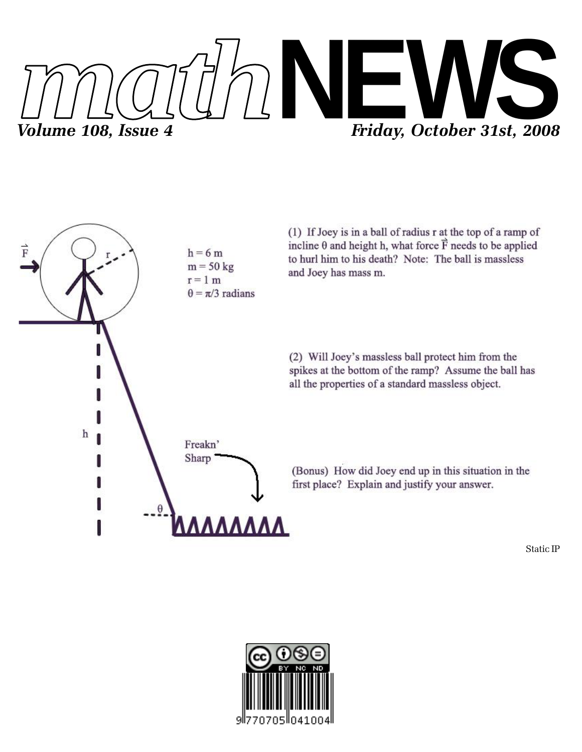# mathNEWS

*Volume 108, Issue 4* *Friday, October 31st, 2008*

$h = 6$ m
$m = 50$ kg
$r = 1$ m
$\theta = \pi/3$ radians

(1) If Joey is in a ball of radius r at the top of a ramp of incline $\theta$ and height h, what force $\vec{F}$ needs to be applied to hurl him to his death? Note: The ball is massless and Joey has mass m.

(2) Will Joey's massless ball protect him from the spikes at the bottom of the ramp? Assume the ball has all the properties of a standard massless object.

(Bonus) How did Joey end up in this situation in the first place? Explain and justify your answer.

Static IP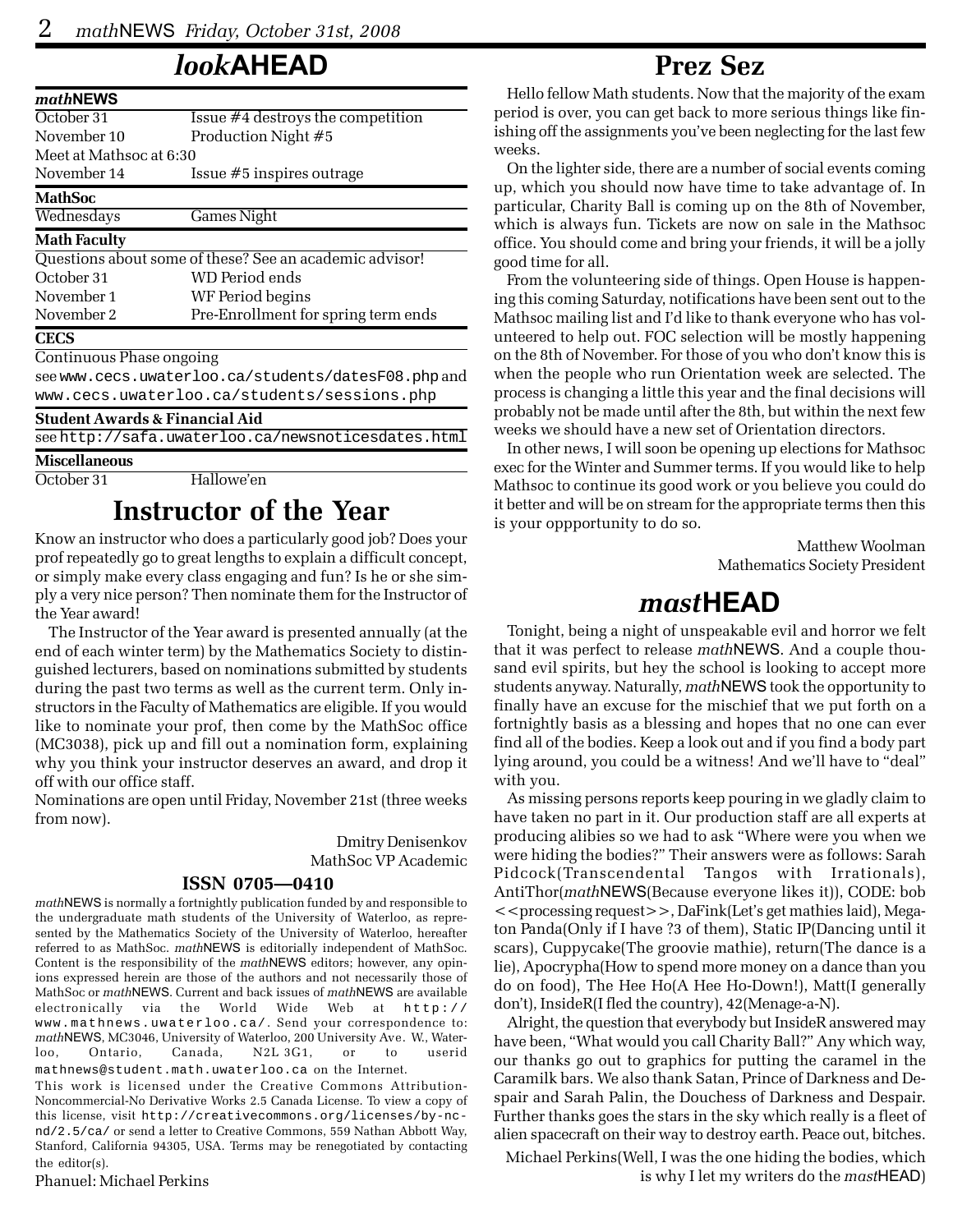# *look*AHEAD

| ***math*NEWS** | |
|---|---|
| October 31 | Issue #4 destroys the competition |
| November 10 | Production Night #5 |
| Meet at Mathsoc at 6:30 | |
| November 14 | Issue #5 inspires outrage |
| **MathSoc** | |
| Wednesdays | Games Night |
| **Math Faculty** | |
| Questions about some of these? See an academic advisor! | |
| October 31 | WD Period ends |
| November 1 | WF Period begins |
| November 2 | Pre-Enrollment for spring term ends |
| **CECS** | |
| Continuous Phase ongoing | |
| see www.cecs.uwaterloo.ca/students/datesF08.php and www.cecs.uwaterloo.ca/students/sessions.php | |
| **Student Awards & Financial Aid** | |
| see http://safa.uwaterloo.ca/newsnoticesdates.html | |
| **Miscellaneous** | |
| October 31 | Hallowe'en |

# Instructor of the Year

Know an instructor who does a particularly good job? Does your prof repeatedly go to great lengths to explain a difficult concept, or simply make every class engaging and fun? Is he or she simply a very nice person? Then nominate them for the Instructor of the Year award!

The Instructor of the Year award is presented annually (at the end of each winter term) by the Mathematics Society to distinguished lecturers, based on nominations submitted by students during the past two terms as well as the current term. Only instructors in the Faculty of Mathematics are eligible. If you would like to nominate your prof, then come by the MathSoc office (MC3038), pick up and fill out a nomination form, explaining why you think your instructor deserves an award, and drop it off with our office staff.

Nominations are open until Friday, November 21st (three weeks from now).

Dmitry Denisenkov
MathSoc VP Academic

### ISSN 0705—0410

*math*NEWS is normally a fortnightly publication funded by and responsible to the undergraduate math students of the University of Waterloo, as represented by the Mathematics Society of the University of Waterloo, hereafter referred to as MathSoc. *math*NEWS is editorially independent of MathSoc. Content is the responsibility of the *math*NEWS editors; however, any opinions expressed herein are those of the authors and not necessarily those of MathSoc or *math*NEWS. Current and back issues of *math*NEWS are available electronically via the World Wide Web at http://www.mathnews.uwaterloo.ca/. Send your correspondence to: *math*NEWS, MC3046, University of Waterloo, 200 University Ave. W., Waterloo, Ontario, Canada, N2L 3G1, or to userid mathnews@student.math.uwaterloo.ca on the Internet.

This work is licensed under the Creative Commons Attribution-Noncommercial-No Derivative Works 2.5 Canada License. To view a copy of this license, visit http://creativecommons.org/licenses/by-nc-nd/2.5/ca/ or send a letter to Creative Commons, 559 Nathan Abbott Way, Stanford, California 94305, USA. Terms may be renegotiated by contacting the editor(s).

Phanuel: Michael Perkins

# Prez Sez

Hello fellow Math students. Now that the majority of the exam period is over, you can get back to more serious things like finishing off the assignments you've been neglecting for the last few weeks.

On the lighter side, there are a number of social events coming up, which you should now have time to take advantage of. In particular, Charity Ball is coming up on the 8th of November, which is always fun. Tickets are now on sale in the Mathsoc office. You should come and bring your friends, it will be a jolly good time for all.

From the volunteering side of things. Open House is happening this coming Saturday, notifications have been sent out to the Mathsoc mailing list and I'd like to thank everyone who has volunteered to help out. FOC selection will be mostly happening on the 8th of November. For those of you who don't know this is when the people who run Orientation week are selected. The process is changing a little this year and the final decisions will probably not be made until after the 8th, but within the next few weeks we should have a new set of Orientation directors.

In other news, I will soon be opening up elections for Mathsoc exec for the Winter and Summer terms. If you would like to help Mathsoc to continue its good work or you believe you could do it better and will be on stream for the appropriate terms then this is your oppportunity to do so.

Matthew Woolman
Mathematics Society President

# *mast*HEAD

Tonight, being a night of unspeakable evil and horror we felt that it was perfect to release *math*NEWS. And a couple thousand evil spirits, but hey the school is looking to accept more students anyway. Naturally, *math*NEWS took the opportunity to finally have an excuse for the mischief that we put forth on a fortnightly basis as a blessing and hopes that no one can ever find all of the bodies. Keep a look out and if you find a body part lying around, you could be a witness! And we'll have to "deal" with you.

As missing persons reports keep pouring in we gladly claim to have taken no part in it. Our production staff are all experts at producing alibies so we had to ask "Where were you when we were hiding the bodies?" Their answers were as follows: Sarah Pidcock(Transcendental Tangos with Irrationals), AntiThor(*math*NEWS(Because everyone likes it)), CODE: bob <<processing request>>, DaFink(Let's get mathies laid), Megaton Panda(Only if I have ?3 of them), Static IP(Dancing until it scars), Cuppycake(The groovie mathie), return(The dance is a lie), Apocrypha(How to spend more money on a dance than you do on food), The Hee Ho(A Hee Ho-Down!), Matt(I generally don't), InsideR(I fled the country), 42(Menage-a-N).

Alright, the question that everybody but InsideR answered may have been, "What would you call Charity Ball?" Any which way, our thanks go out to graphics for putting the caramel in the Caramilk bars. We also thank Satan, Prince of Darkness and Despair and Sarah Palin, the Douchess of Darkness and Despair. Further thanks goes the stars in the sky which really is a fleet of alien spacecraft on their way to destroy earth. Peace out, bitches.

Michael Perkins(Well, I was the one hiding the bodies, which is why I let my writers do the *mast*HEAD)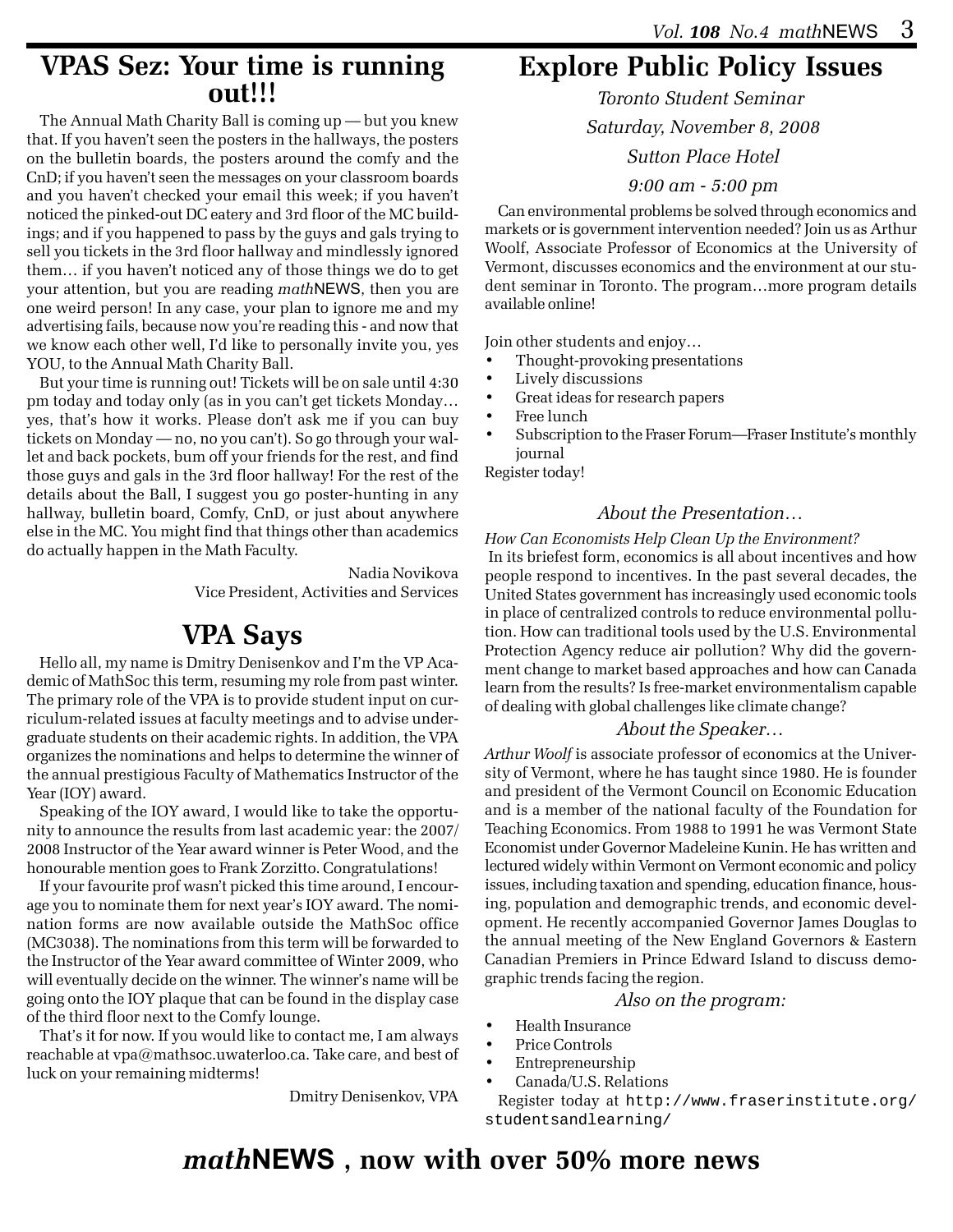## VPAS Sez: Your time is running out!!!

The Annual Math Charity Ball is coming up — but you knew that. If you haven't seen the posters in the hallways, the posters on the bulletin boards, the posters around the comfy and the CnD; if you haven't seen the messages on your classroom boards and you haven't checked your email this week; if you haven't noticed the pinked-out DC eatery and 3rd floor of the MC buildings; and if you happened to pass by the guys and gals trying to sell you tickets in the 3rd floor hallway and mindlessly ignored them… if you haven't noticed any of those things we do to get your attention, but you are reading *math*NEWS, then you are one weird person! In any case, your plan to ignore me and my advertising fails, because now you're reading this - and now that we know each other well, I'd like to personally invite you, yes YOU, to the Annual Math Charity Ball.

But your time is running out! Tickets will be on sale until 4:30 pm today and today only (as in you can't get tickets Monday… yes, that's how it works. Please don't ask me if you can buy tickets on Monday — no, no you can't). So go through your wallet and back pockets, bum off your friends for the rest, and find those guys and gals in the 3rd floor hallway! For the rest of the details about the Ball, I suggest you go poster-hunting in any hallway, bulletin board, Comfy, CnD, or just about anywhere else in the MC. You might find that things other than academics do actually happen in the Math Faculty.

Nadia Novikova
Vice President, Activities and Services

## VPA Says

Hello all, my name is Dmitry Denisenkov and I'm the VP Academic of MathSoc this term, resuming my role from past winter. The primary role of the VPA is to provide student input on curriculum-related issues at faculty meetings and to advise undergraduate students on their academic rights. In addition, the VPA organizes the nominations and helps to determine the winner of the annual prestigious Faculty of Mathematics Instructor of the Year (IOY) award.

Speaking of the IOY award, I would like to take the opportunity to announce the results from last academic year: the 2007/2008 Instructor of the Year award winner is Peter Wood, and the honourable mention goes to Frank Zorzitto. Congratulations!

If your favourite prof wasn't picked this time around, I encourage you to nominate them for next year's IOY award. The nomination forms are now available outside the MathSoc office (MC3038). The nominations from this term will be forwarded to the Instructor of the Year award committee of Winter 2009, who will eventually decide on the winner. The winner's name will be going onto the IOY plaque that can be found in the display case of the third floor next to the Comfy lounge.

That's it for now. If you would like to contact me, I am always reachable at vpa@mathsoc.uwaterloo.ca. Take care, and best of luck on your remaining midterms!

Dmitry Denisenkov, VPA

## Explore Public Policy Issues

*Toronto Student Seminar*

*Saturday, November 8, 2008*

*Sutton Place Hotel*

*9:00 am - 5:00 pm*

Can environmental problems be solved through economics and markets or is government intervention needed? Join us as Arthur Woolf, Associate Professor of Economics at the University of Vermont, discusses economics and the environment at our student seminar in Toronto. The program…more program details available online!

Join other students and enjoy…

- Thought-provoking presentations
- Lively discussions
- Great ideas for research papers
- Free lunch
- Subscription to the Fraser Forum—Fraser Institute's monthly journal

Register today!

### *About the Presentation…*

*How Can Economists Help Clean Up the Environment?*
In its briefest form, economics is all about incentives and how people respond to incentives. In the past several decades, the United States government has increasingly used economic tools in place of centralized controls to reduce environmental pollution. How can traditional tools used by the U.S. Environmental Protection Agency reduce air pollution? Why did the government change to market based approaches and how can Canada learn from the results? Is free-market environmentalism capable of dealing with global challenges like climate change?

### *About the Speaker…*

*Arthur Woolf* is associate professor of economics at the University of Vermont, where he has taught since 1980. He is founder and president of the Vermont Council on Economic Education and is a member of the national faculty of the Foundation for Teaching Economics. From 1988 to 1991 he was Vermont State Economist under Governor Madeleine Kunin. He has written and lectured widely within Vermont on Vermont economic and policy issues, including taxation and spending, education finance, housing, population and demographic trends, and economic development. He recently accompanied Governor James Douglas to the annual meeting of the New England Governors & Eastern Canadian Premiers in Prince Edward Island to discuss demographic trends facing the region.

### *Also on the program:*

- Health Insurance
- Price Controls
- Entrepreneurship
- Canada/U.S. Relations

Register today at `http://www.fraserinstitute.org/studentsandlearning/`

## *math*NEWS, now with over 50% more news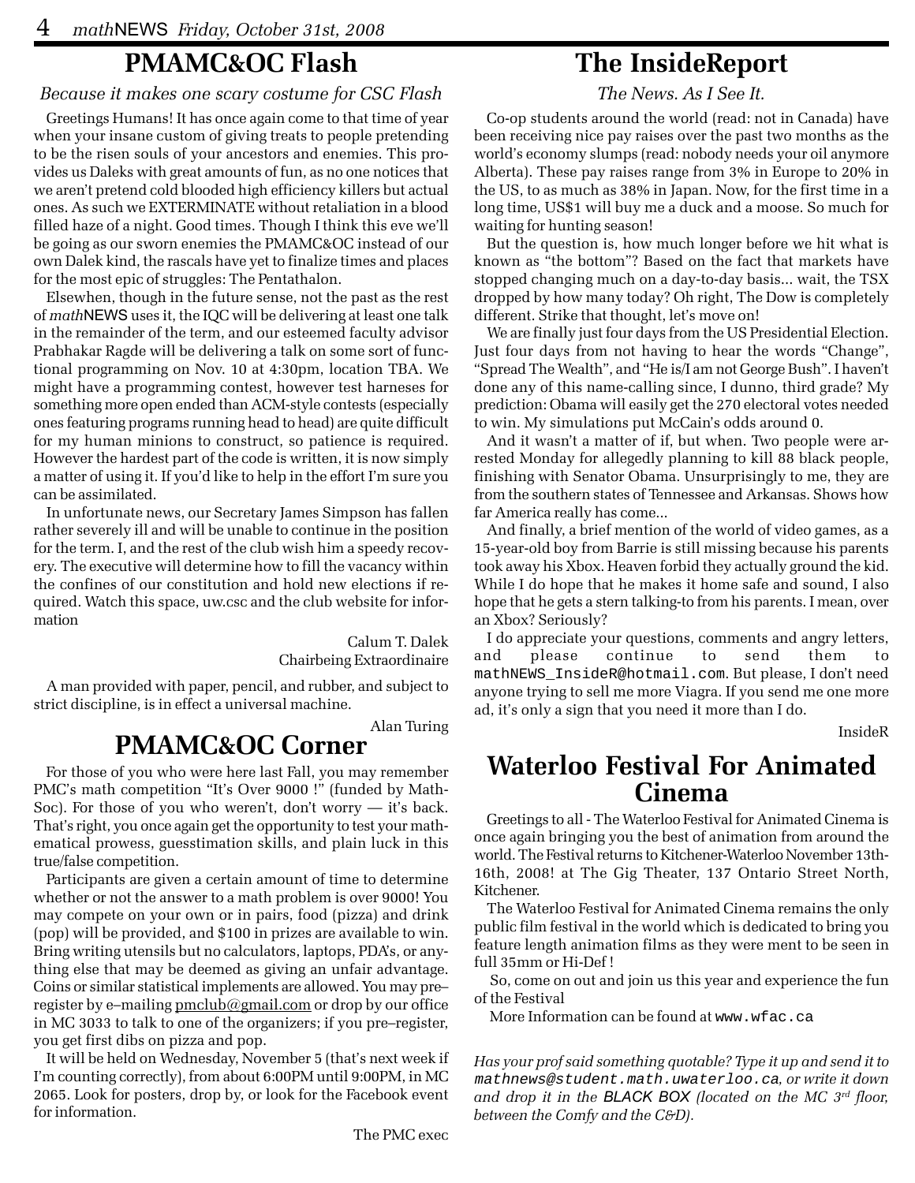## PMAMC&OC Flash

*Because it makes one scary costume for CSC Flash*

Greetings Humans! It has once again come to that time of year when your insane custom of giving treats to people pretending to be the risen souls of your ancestors and enemies. This provides us Daleks with great amounts of fun, as no one notices that we aren't pretend cold blooded high efficiency killers but actual ones. As such we EXTERMINATE without retaliation in a blood filled haze of a night. Good times. Though I think this eve we'll be going as our sworn enemies the PMAMC&OC instead of our own Dalek kind, the rascals have yet to finalize times and places for the most epic of struggles: The Pentathalon.

Elsewhen, though in the future sense, not the past as the rest of *math*NEWS uses it, the IQC will be delivering at least one talk in the remainder of the term, and our esteemed faculty advisor Prabhakar Ragde will be delivering a talk on some sort of functional programming on Nov. 10 at 4:30pm, location TBA. We might have a programming contest, however test harneses for something more open ended than ACM-style contests (especially ones featuring programs running head to head) are quite difficult for my human minions to construct, so patience is required. However the hardest part of the code is written, it is now simply a matter of using it. If you'd like to help in the effort I'm sure you can be assimilated.

In unfortunate news, our Secretary James Simpson has fallen rather severely ill and will be unable to continue in the position for the term. I, and the rest of the club wish him a speedy recovery. The executive will determine how to fill the vacancy within the confines of our constitution and hold new elections if required. Watch this space, uw.csc and the club website for information

Calum T. Dalek
Chairbeing Extraordinaire

A man provided with paper, pencil, and rubber, and subject to strict discipline, is in effect a universal machine.

Alan Turing

## PMAMC&OC Corner

For those of you who were here last Fall, you may remember PMC's math competition "It's Over 9000 !" (funded by MathSoc). For those of you who weren't, don't worry — it's back. That's right, you once again get the opportunity to test your mathematical prowess, guesstimation skills, and plain luck in this true/false competition.

Participants are given a certain amount of time to determine whether or not the answer to a math problem is over 9000! You may compete on your own or in pairs, food (pizza) and drink (pop) will be provided, and $100 in prizes are available to win. Bring writing utensils but no calculators, laptops, PDA's, or anything else that may be deemed as giving an unfair advantage. Coins or similar statistical implements are allowed. You may pre–register by e–mailing pmclub@gmail.com or drop by our office in MC 3033 to talk to one of the organizers; if you pre–register, you get first dibs on pizza and pop.

It will be held on Wednesday, November 5 (that's next week if I'm counting correctly), from about 6:00PM until 9:00PM, in MC 2065. Look for posters, drop by, or look for the Facebook event for information.

The PMC exec

## The InsideReport

*The News. As I See It.*

Co-op students around the world (read: not in Canada) have been receiving nice pay raises over the past two months as the world's economy slumps (read: nobody needs your oil anymore Alberta). These pay raises range from 3% in Europe to 20% in the US, to as much as 38% in Japan. Now, for the first time in a long time, US$1 will buy me a duck and a moose. So much for waiting for hunting season!

But the question is, how much longer before we hit what is known as "the bottom"? Based on the fact that markets have stopped changing much on a day-to-day basis... wait, the TSX dropped by how many today? Oh right, The Dow is completely different. Strike that thought, let's move on!

We are finally just four days from the US Presidential Election. Just four days from not having to hear the words "Change", "Spread The Wealth", and "He is/I am not George Bush". I haven't done any of this name-calling since, I dunno, third grade? My prediction: Obama will easily get the 270 electoral votes needed to win. My simulations put McCain's odds around 0.

And it wasn't a matter of if, but when. Two people were arrested Monday for allegedly planning to kill 88 black people, finishing with Senator Obama. Unsurprisingly to me, they are from the southern states of Tennessee and Arkansas. Shows how far America really has come...

And finally, a brief mention of the world of video games, as a 15-year-old boy from Barrie is still missing because his parents took away his Xbox. Heaven forbid they actually ground the kid. While I do hope that he makes it home safe and sound, I also hope that he gets a stern talking-to from his parents. I mean, over an Xbox? Seriously?

I do appreciate your questions, comments and angry letters, and please continue to send them to `mathNEWS_InsideR@hotmail.com`. But please, I don't need anyone trying to sell me more Viagra. If you send me one more ad, it's only a sign that you need it more than I do.

InsideR

## Waterloo Festival For Animated Cinema

Greetings to all - The Waterloo Festival for Animated Cinema is once again bringing you the best of animation from around the world. The Festival returns to Kitchener-Waterloo November 13th-16th, 2008! at The Gig Theater, 137 Ontario Street North, Kitchener.

The Waterloo Festival for Animated Cinema remains the only public film festival in the world which is dedicated to bring you feature length animation films as they were ment to be seen in full 35mm or Hi-Def !

So, come on out and join us this year and experience the fun of the Festival

More Information can be found at `www.wfac.ca`

*Has your prof said something quotable? Type it up and send it to `mathnews@student.math.uwaterloo.ca`, or write it down and drop it in the BLACK BOX (located on the MC 3rd floor, between the Comfy and the C&D).*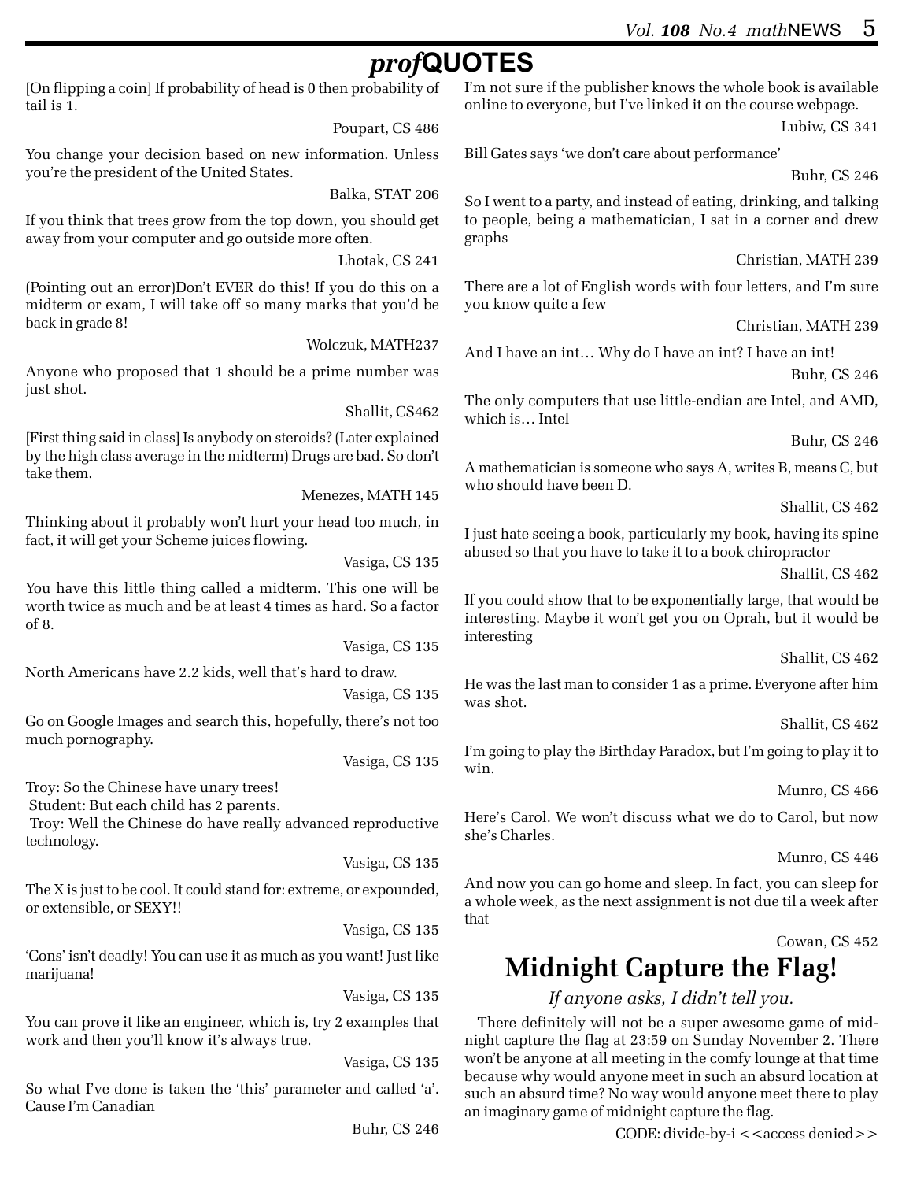# *prof*QUOTES

[On flipping a coin] If probability of head is 0 then probability of tail is 1.

Poupart, CS 486

You change your decision based on new information. Unless you're the president of the United States.

Balka, STAT 206

If you think that trees grow from the top down, you should get away from your computer and go outside more often.

Lhotak, CS 241

(Pointing out an error)Don't EVER do this! If you do this on a midterm or exam, I will take off so many marks that you'd be back in grade 8!

Wolczuk, MATH237

Anyone who proposed that 1 should be a prime number was just shot.

Shallit, CS462

[First thing said in class] Is anybody on steroids? (Later explained by the high class average in the midterm) Drugs are bad. So don't take them.

Menezes, MATH 145

Thinking about it probably won't hurt your head too much, in fact, it will get your Scheme juices flowing.

Vasiga, CS 135

You have this little thing called a midterm. This one will be worth twice as much and be at least 4 times as hard. So a factor of 8.

Vasiga, CS 135

North Americans have 2.2 kids, well that's hard to draw.

Vasiga, CS 135

Go on Google Images and search this, hopefully, there's not too much pornography.

Vasiga, CS 135

Troy: So the Chinese have unary trees!
Student: But each child has 2 parents.
Troy: Well the Chinese do have really advanced reproductive technology.

Vasiga, CS 135

The X is just to be cool. It could stand for: extreme, or expounded, or extensible, or SEXY!!

Vasiga, CS 135

'Cons' isn't deadly! You can use it as much as you want! Just like marijuana!

Vasiga, CS 135

You can prove it like an engineer, which is, try 2 examples that work and then you'll know it's always true.

Vasiga, CS 135

So what I've done is taken the 'this' parameter and called 'a'. Cause I'm Canadian

Buhr, CS 246

I'm not sure if the publisher knows the whole book is available online to everyone, but I've linked it on the course webpage.

Lubiw, CS 341

Bill Gates says 'we don't care about performance'

Buhr, CS 246

So I went to a party, and instead of eating, drinking, and talking to people, being a mathematician, I sat in a corner and drew graphs

Christian, MATH 239

There are a lot of English words with four letters, and I'm sure you know quite a few

Christian, MATH 239

And I have an int… Why do I have an int? I have an int!

Buhr, CS 246

The only computers that use little-endian are Intel, and AMD, which is… Intel

Buhr, CS 246

A mathematician is someone who says A, writes B, means C, but who should have been D.

Shallit, CS 462

I just hate seeing a book, particularly my book, having its spine abused so that you have to take it to a book chiropractor

Shallit, CS 462

If you could show that to be exponentially large, that would be interesting. Maybe it won't get you on Oprah, but it would be interesting

Shallit, CS 462

He was the last man to consider 1 as a prime. Everyone after him was shot.

Shallit, CS 462

I'm going to play the Birthday Paradox, but I'm going to play it to win.

Munro, CS 466

Here's Carol. We won't discuss what we do to Carol, but now she's Charles.

Munro, CS 446

And now you can go home and sleep. In fact, you can sleep for a whole week, as the next assignment is not due til a week after that

Cowan, CS 452

# Midnight Capture the Flag!

*If anyone asks, I didn't tell you.*

There definitely will not be a super awesome game of midnight capture the flag at 23:59 on Sunday November 2. There won't be anyone at all meeting in the comfy lounge at that time because why would anyone meet in such an absurd location at such an absurd time? No way would anyone meet there to play an imaginary game of midnight capture the flag.

CODE: divide-by-i <<access denied>>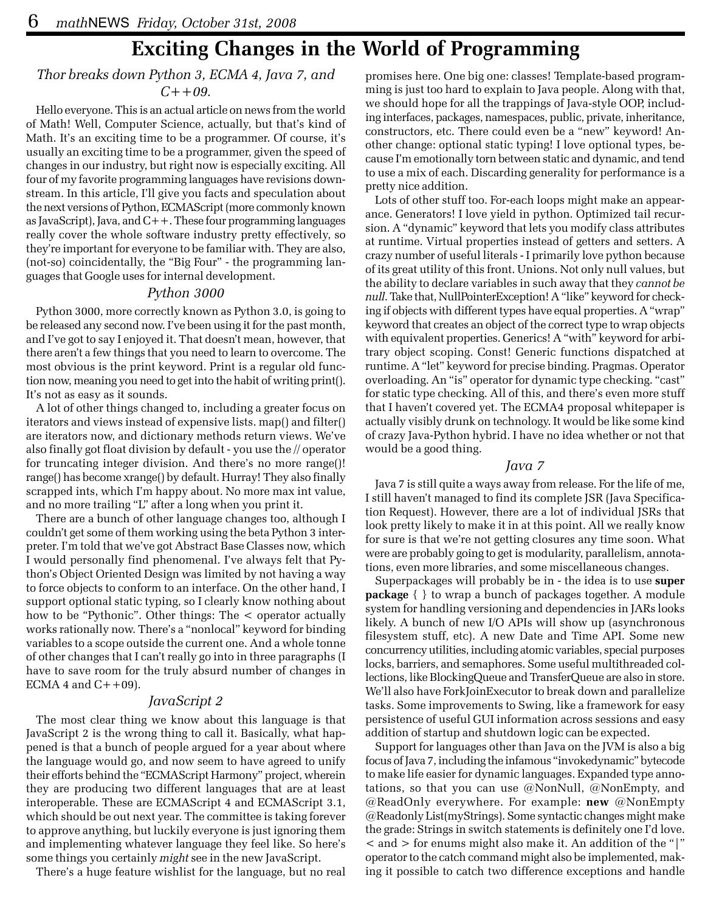// Exciting Changes in the World of Programming

# Exciting Changes in the World of Programming

*Thor breaks down Python 3, ECMA 4, Java 7, and C++09.*

Hello everyone. This is an actual article on news from the world of Math! Well, Computer Science, actually, but that's kind of Math. It's an exciting time to be a programmer. Of course, it's usually an exciting time to be a programmer, given the speed of changes in our industry, but right now is especially exciting. All four of my favorite programming languages have revisions downstream. In this article, I'll give you facts and speculation about the next versions of Python, ECMAScript (more commonly known as JavaScript), Java, and C++. These four programming languages really cover the whole software industry pretty effectively, so they're important for everyone to be familiar with. They are also, (not-so) coincidentally, the "Big Four" - the programming languages that Google uses for internal development.

### *Python 3000*

Python 3000, more correctly known as Python 3.0, is going to be released any second now. I've been using it for the past month, and I've got to say I enjoyed it. That doesn't mean, however, that there aren't a few things that you need to learn to overcome. The most obvious is the print keyword. Print is a regular old function now, meaning you need to get into the habit of writing print(). It's not as easy as it sounds.

A lot of other things changed to, including a greater focus on iterators and views instead of expensive lists. map() and filter() are iterators now, and dictionary methods return views. We've also finally got float division by default - you use the // operator for truncating integer division. And there's no more range()! range() has become xrange() by default. Hurray! They also finally scrapped ints, which I'm happy about. No more max int value, and no more trailing "L" after a long when you print it.

There are a bunch of other language changes too, although I couldn't get some of them working using the beta Python 3 interpreter. I'm told that we've got Abstract Base Classes now, which I would personally find phenomenal. I've always felt that Python's Object Oriented Design was limited by not having a way to force objects to conform to an interface. On the other hand, I support optional static typing, so I clearly know nothing about how to be "Pythonic". Other things: The < operator actually works rationally now. There's a "nonlocal" keyword for binding variables to a scope outside the current one. And a whole tonne of other changes that I can't really go into in three paragraphs (I have to save room for the truly absurd number of changes in ECMA 4 and C++09).

### *JavaScript 2*

The most clear thing we know about this language is that JavaScript 2 is the wrong thing to call it. Basically, what happened is that a bunch of people argued for a year about where the language would go, and now seem to have agreed to unify their efforts behind the "ECMAScript Harmony" project, wherein they are producing two different languages that are at least interoperable. These are ECMAScript 4 and ECMAScript 3.1, which should be out next year. The committee is taking forever to approve anything, but luckily everyone is just ignoring them and implementing whatever language they feel like. So here's some things you certainly *might* see in the new JavaScript.

There's a huge feature wishlist for the language, but no real promises here. One big one: classes! Template-based programming is just too hard to explain to Java people. Along with that, we should hope for all the trappings of Java-style OOP, including interfaces, packages, namespaces, public, private, inheritance, constructors, etc. There could even be a "new" keyword! Another change: optional static typing! I love optional types, because I'm emotionally torn between static and dynamic, and tend to use a mix of each. Discarding generality for performance is a pretty nice addition.

Lots of other stuff too. For-each loops might make an appearance. Generators! I love yield in python. Optimized tail recursion. A "dynamic" keyword that lets you modify class attributes at runtime. Virtual properties instead of getters and setters. A crazy number of useful literals - I primarily love python because of its great utility of this front. Unions. Not only null values, but the ability to declare variables in such away that they *cannot be null*. Take that, NullPointerException! A "like" keyword for checking if objects with different types have equal properties. A "wrap" keyword that creates an object of the correct type to wrap objects with equivalent properties. Generics! A "with" keyword for arbitrary object scoping. Const! Generic functions dispatched at runtime. A "let" keyword for precise binding. Pragmas. Operator overloading. An "is" operator for dynamic type checking. "cast" for static type checking. All of this, and there's even more stuff that I haven't covered yet. The ECMA4 proposal whitepaper is actually visibly drunk on technology. It would be like some kind of crazy Java-Python hybrid. I have no idea whether or not that would be a good thing.

### *Java 7*

Java 7 is still quite a ways away from release. For the life of me, I still haven't managed to find its complete JSR (Java Specification Request). However, there are a lot of individual JSRs that look pretty likely to make it in at this point. All we really know for sure is that we're not getting closures any time soon. What were are probably going to get is modularity, parallelism, annotations, even more libraries, and some miscellaneous changes.

Superpackages will probably be in - the idea is to use **super package** { } to wrap a bunch of packages together. A module system for handling versioning and dependencies in JARs looks likely. A bunch of new I/O APIs will show up (asynchronous filesystem stuff, etc). A new Date and Time API. Some new concurrency utilities, including atomic variables, special purposes locks, barriers, and semaphores. Some useful multithreaded collections, like BlockingQueue and TransferQueue are also in store. We'll also have ForkJoinExecutor to break down and parallelize tasks. Some improvements to Swing, like a framework for easy persistence of useful GUI information across sessions and easy addition of startup and shutdown logic can be expected.

Support for languages other than Java on the JVM is also a big focus of Java 7, including the infamous "invokedynamic" bytecode to make life easier for dynamic languages. Expanded type annotations, so that you can use @NonNull, @NonEmpty, and @ReadOnly everywhere. For example: **new** @NonEmpty @Readonly List(myStrings). Some syntactic changes might make the grade: Strings in switch statements is definitely one I'd love. < and > for enums might also make it. An addition of the "|" operator to the catch command might also be implemented, making it possible to catch two difference exceptions and handle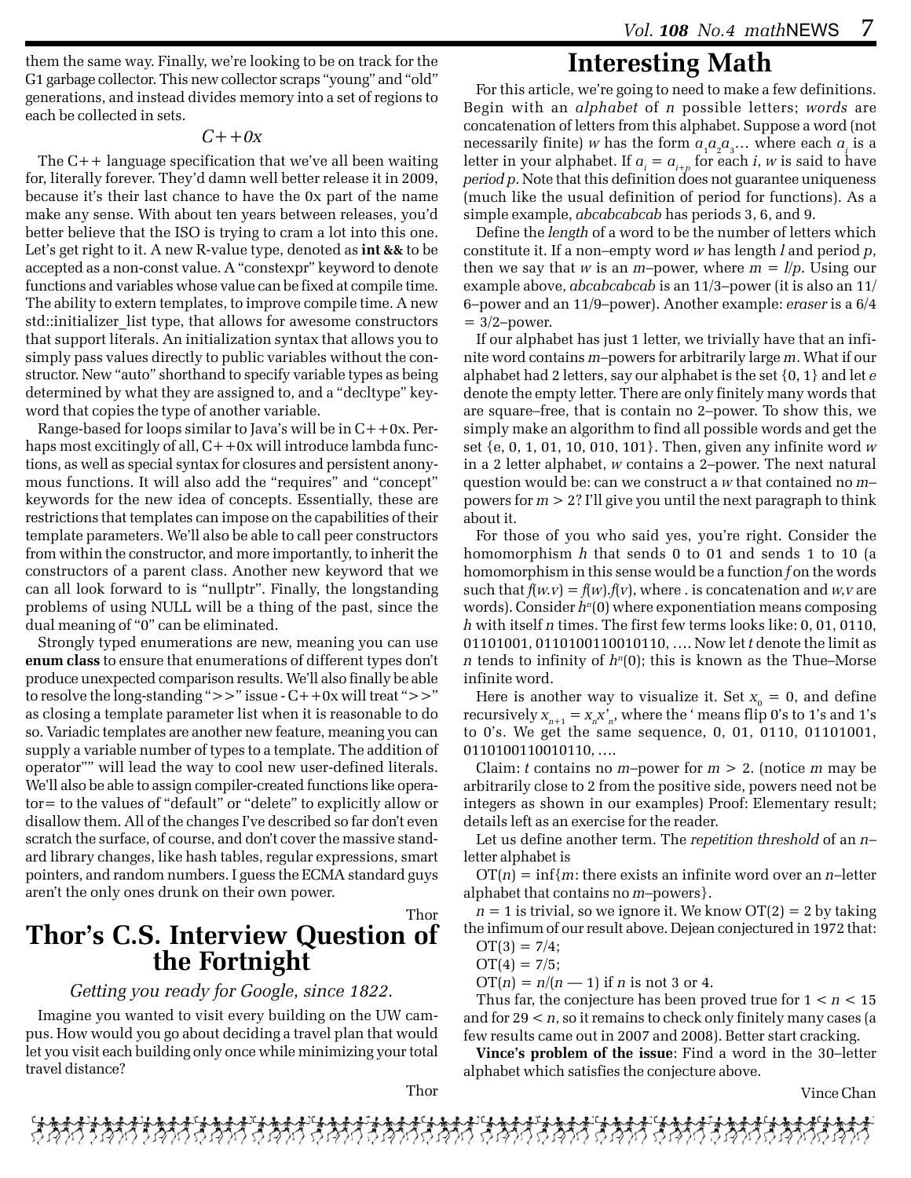them the same way. Finally, we're looking to be on track for the G1 garbage collector. This new collector scraps "young" and "old" generations, and instead divides memory into a set of regions to each be collected in sets.

*C++0x*

The C++ language specification that we've all been waiting for, literally forever. They'd damn well better release it in 2009, because it's their last chance to have the 0x part of the name make any sense. With about ten years between releases, you'd better believe that the ISO is trying to cram a lot into this one. Let's get right to it. A new R-value type, denoted as **int &&** to be accepted as a non-const value. A "constexpr" keyword to denote functions and variables whose value can be fixed at compile time. The ability to extern templates, to improve compile time. A new std::initializer_list type, that allows for awesome constructors that support literals. An initialization syntax that allows you to simply pass values directly to public variables without the constructor. New "auto" shorthand to specify variable types as being determined by what they are assigned to, and a "decltype" keyword that copies the type of another variable.

Range-based for loops similar to Java's will be in C++0x. Perhaps most excitingly of all, C++0x will introduce lambda functions, as well as special syntax for closures and persistent anonymous functions. It will also add the "requires" and "concept" keywords for the new idea of concepts. Essentially, these are restrictions that templates can impose on the capabilities of their template parameters. We'll also be able to call peer constructors from within the constructor, and more importantly, to inherit the constructors of a parent class. Another new keyword that we can all look forward to is "nullptr". Finally, the longstanding problems of using NULL will be a thing of the past, since the dual meaning of "0" can be eliminated.

Strongly typed enumerations are new, meaning you can use **enum class** to ensure that enumerations of different types don't produce unexpected comparison results. We'll also finally be able to resolve the long-standing ">>" issue - C++0x will treat ">>" as closing a template parameter list when it is reasonable to do so. Variadic templates are another new feature, meaning you can supply a variable number of types to a template. The addition of operator"" will lead the way to cool new user-defined literals. We'll also be able to assign compiler-created functions like operator= to the values of "default" or "delete" to explicitly allow or disallow them. All of the changes I've described so far don't even scratch the surface, of course, and don't cover the massive standard library changes, like hash tables, regular expressions, smart pointers, and random numbers. I guess the ECMA standard guys aren't the only ones drunk on their own power.

Thor

# Thor's C.S. Interview Question of the Fortnight

*Getting you ready for Google, since 1822.*

Imagine you wanted to visit every building on the UW campus. How would you go about deciding a travel plan that would let you visit each building only once while minimizing your total travel distance?

Thor

# Interesting Math

For this article, we're going to need to make a few definitions. Begin with an *alphabet* of $n$ possible letters; *words* are concatenation of letters from this alphabet. Suppose a word (not necessarily finite) $w$ has the form $a_1a_2a_3\ldots$ where each $a_i$ is a letter in your alphabet. If $a_i = a_{i+p}$ for each $i$, $w$ is said to have *period* $p$. Note that this definition does not guarantee uniqueness (much like the usual definition of period for functions). As a simple example, *abcabcabcab* has periods 3, 6, and 9.

Define the *length* of a word to be the number of letters which constitute it. If a non–empty word $w$ has length $l$ and period $p$, then we say that $w$ is an $m$–power, where $m = l/p$. Using our example above, *abcabcabcab* is an 11/3–power (it is also an 11/6–power and an 11/9–power). Another example: *eraser* is a 6/4 = 3/2–power.

If our alphabet has just 1 letter, we trivially have that an infinite word contains $m$–powers for arbitrarily large $m$. What if our alphabet had 2 letters, say our alphabet is the set {0, 1} and let $e$ denote the empty letter. There are only finitely many words that are square–free, that is contain no 2–power. To show this, we simply make an algorithm to find all possible words and get the set {e, 0, 1, 01, 10, 010, 101}. Then, given any infinite word $w$ in a 2 letter alphabet, $w$ contains a 2–power. The next natural question would be: can we construct a $w$ that contained no $m$–powers for $m > 2$? I'll give you until the next paragraph to think about it.

For those of you who said yes, you're right. Consider the homomorphism $h$ that sends 0 to 01 and sends 1 to 10 (a homomorphism in this sense would be a function $f$ on the words such that $f(w.v) = f(w).f(v)$, where . is concatenation and $w,v$ are words). Consider $h^n(0)$ where exponentiation means composing $h$ with itself $n$ times. The first few terms looks like: 0, 01, 0110, 01101001, 0110100110010110, …. Now let $t$ denote the limit as $n$ tends to infinity of $h^n(0)$; this is known as the Thue–Morse infinite word.

Here is another way to visualize it. Set $x_0 = 0$, and define recursively $x_{n+1} = x_n x'_n$, where the ' means flip 0's to 1's and 1's to 0's. We get the same sequence, 0, 01, 0110, 01101001, 0110100110010110, ….

Claim: $t$ contains no $m$–power for $m > 2$. (notice $m$ may be arbitrarily close to 2 from the positive side, powers need not be integers as shown in our examples) Proof: Elementary result; details left as an exercise for the reader.

Let us define another term. The *repetition threshold* of an $n$–letter alphabet is

OT($n$) = inf{$m$: there exists an infinite word over an $n$–letter alphabet that contains no $m$–powers}.

$n = 1$ is trivial, so we ignore it. We know OT(2) = 2 by taking the infimum of our result above. Dejean conjectured in 1972 that:

OT(3) = 7/4;

OT(4) = 7/5;

OT($n$) = $n/(n - 1)$ if $n$ is not 3 or 4.

Thus far, the conjecture has been proved true for $1 < n < 15$ and for $29 < n$, so it remains to check only finitely many cases (a few results came out in 2007 and 2008). Better start cracking.

**Vince's problem of the issue**: Find a word in the 30–letter alphabet which satisfies the conjecture above.

Vince Chan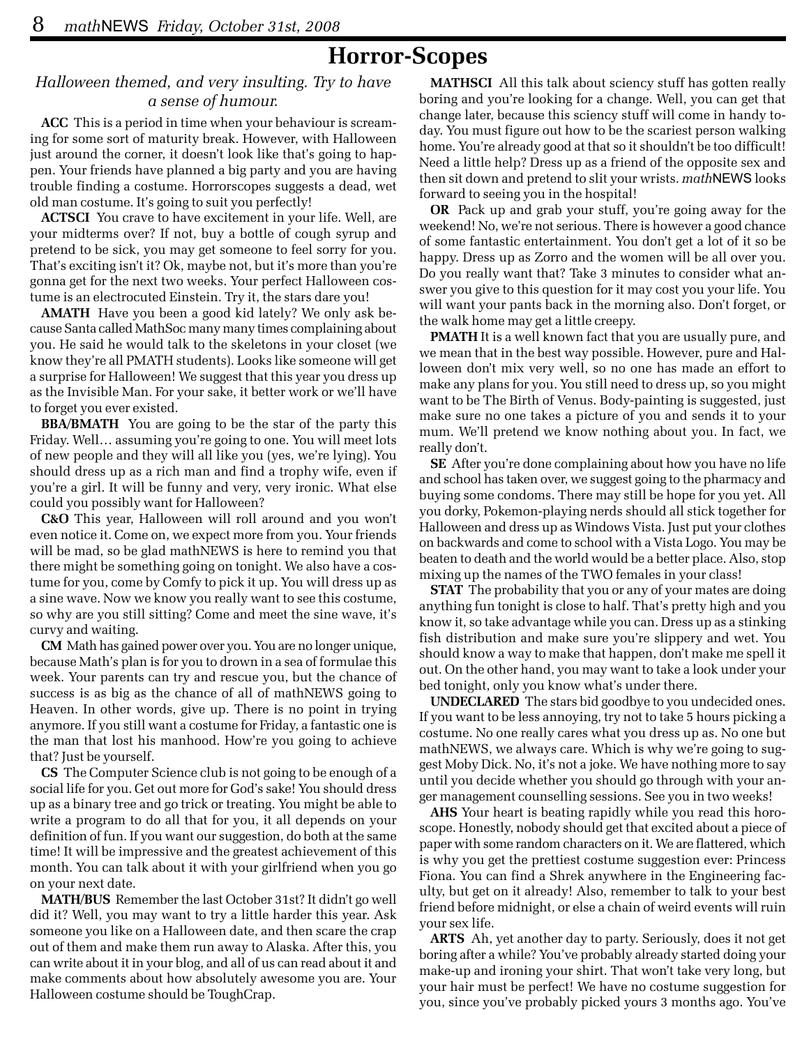# Horror-Scopes

*Halloween themed, and very insulting. Try to have a sense of humour.*

**ACC** This is a period in time when your behaviour is screaming for some sort of maturity break. However, with Halloween just around the corner, it doesn't look like that's going to happen. Your friends have planned a big party and you are having trouble finding a costume. Horrorscopes suggests a dead, wet old man costume. It's going to suit you perfectly!

**ACTSCI** You crave to have excitement in your life. Well, are your midterms over? If not, buy a bottle of cough syrup and pretend to be sick, you may get someone to feel sorry for you. That's exciting isn't it? Ok, maybe not, but it's more than you're gonna get for the next two weeks. Your perfect Halloween costume is an electrocuted Einstein. Try it, the stars dare you!

**AMATH** Have you been a good kid lately? We only ask because Santa called MathSoc many many times complaining about you. He said he would talk to the skeletons in your closet (we know they're all PMATH students). Looks like someone will get a surprise for Halloween! We suggest that this year you dress up as the Invisible Man. For your sake, it better work or we'll have to forget you ever existed.

**BBA/BMATH** You are going to be the star of the party this Friday. Well… assuming you're going to one. You will meet lots of new people and they will all like you (yes, we're lying). You should dress up as a rich man and find a trophy wife, even if you're a girl. It will be funny and very, very ironic. What else could you possibly want for Halloween?

**C&O** This year, Halloween will roll around and you won't even notice it. Come on, we expect more from you. Your friends will be mad, so be glad mathNEWS is here to remind you that there might be something going on tonight. We also have a costume for you, come by Comfy to pick it up. You will dress up as a sine wave. Now we know you really want to see this costume, so why are you still sitting? Come and meet the sine wave, it's curvy and waiting.

**CM** Math has gained power over you. You are no longer unique, because Math's plan is for you to drown in a sea of formulae this week. Your parents can try and rescue you, but the chance of success is as big as the chance of all of mathNEWS going to Heaven. In other words, give up. There is no point in trying anymore. If you still want a costume for Friday, a fantastic one is the man that lost his manhood. How're you going to achieve that? Just be yourself.

**CS** The Computer Science club is not going to be enough of a social life for you. Get out more for God's sake! You should dress up as a binary tree and go trick or treating. You might be able to write a program to do all that for you, it all depends on your definition of fun. If you want our suggestion, do both at the same time! It will be impressive and the greatest achievement of this month. You can talk about it with your girlfriend when you go on your next date.

**MATH/BUS** Remember the last October 31st? It didn't go well did it? Well, you may want to try a little harder this year. Ask someone you like on a Halloween date, and then scare the crap out of them and make them run away to Alaska. After this, you can write about it in your blog, and all of us can read about it and make comments about how absolutely awesome you are. Your Halloween costume should be ToughCrap.

**MATHSCI** All this talk about sciency stuff has gotten really boring and you're looking for a change. Well, you can get that change later, because this sciency stuff will come in handy today. You must figure out how to be the scariest person walking home. You're already good at that so it shouldn't be too difficult! Need a little help? Dress up as a friend of the opposite sex and then sit down and pretend to slit your wrists. *math*NEWS looks forward to seeing you in the hospital!

**OR** Pack up and grab your stuff, you're going away for the weekend! No, we're not serious. There is however a good chance of some fantastic entertainment. You don't get a lot of it so be happy. Dress up as Zorro and the women will be all over you. Do you really want that? Take 3 minutes to consider what answer you give to this question for it may cost you your life. You will want your pants back in the morning also. Don't forget, or the walk home may get a little creepy.

**PMATH** It is a well known fact that you are usually pure, and we mean that in the best way possible. However, pure and Halloween don't mix very well, so no one has made an effort to make any plans for you. You still need to dress up, so you might want to be The Birth of Venus. Body-painting is suggested, just make sure no one takes a picture of you and sends it to your mum. We'll pretend we know nothing about you. In fact, we really don't.

**SE** After you're done complaining about how you have no life and school has taken over, we suggest going to the pharmacy and buying some condoms. There may still be hope for you yet. All you dorky, Pokemon-playing nerds should all stick together for Halloween and dress up as Windows Vista. Just put your clothes on backwards and come to school with a Vista Logo. You may be beaten to death and the world would be a better place. Also, stop mixing up the names of the TWO females in your class!

**STAT** The probability that you or any of your mates are doing anything fun tonight is close to half. That's pretty high and you know it, so take advantage while you can. Dress up as a stinking fish distribution and make sure you're slippery and wet. You should know a way to make that happen, don't make me spell it out. On the other hand, you may want to take a look under your bed tonight, only you know what's under there.

**UNDECLARED** The stars bid goodbye to you undecided ones. If you want to be less annoying, try not to take 5 hours picking a costume. No one really cares what you dress up as. No one but mathNEWS, we always care. Which is why we're going to suggest Moby Dick. No, it's not a joke. We have nothing more to say until you decide whether you should go through with your anger management counselling sessions. See you in two weeks!

**AHS** Your heart is beating rapidly while you read this horoscope. Honestly, nobody should get that excited about a piece of paper with some random characters on it. We are flattered, which is why you get the prettiest costume suggestion ever: Princess Fiona. You can find a Shrek anywhere in the Engineering faculty, but get on it already! Also, remember to talk to your best friend before midnight, or else a chain of weird events will ruin your sex life.

**ARTS** Ah, yet another day to party. Seriously, does it not get boring after a while? You've probably already started doing your make-up and ironing your shirt. That won't take very long, but your hair must be perfect! We have no costume suggestion for you, since you've probably picked yours 3 months ago. You've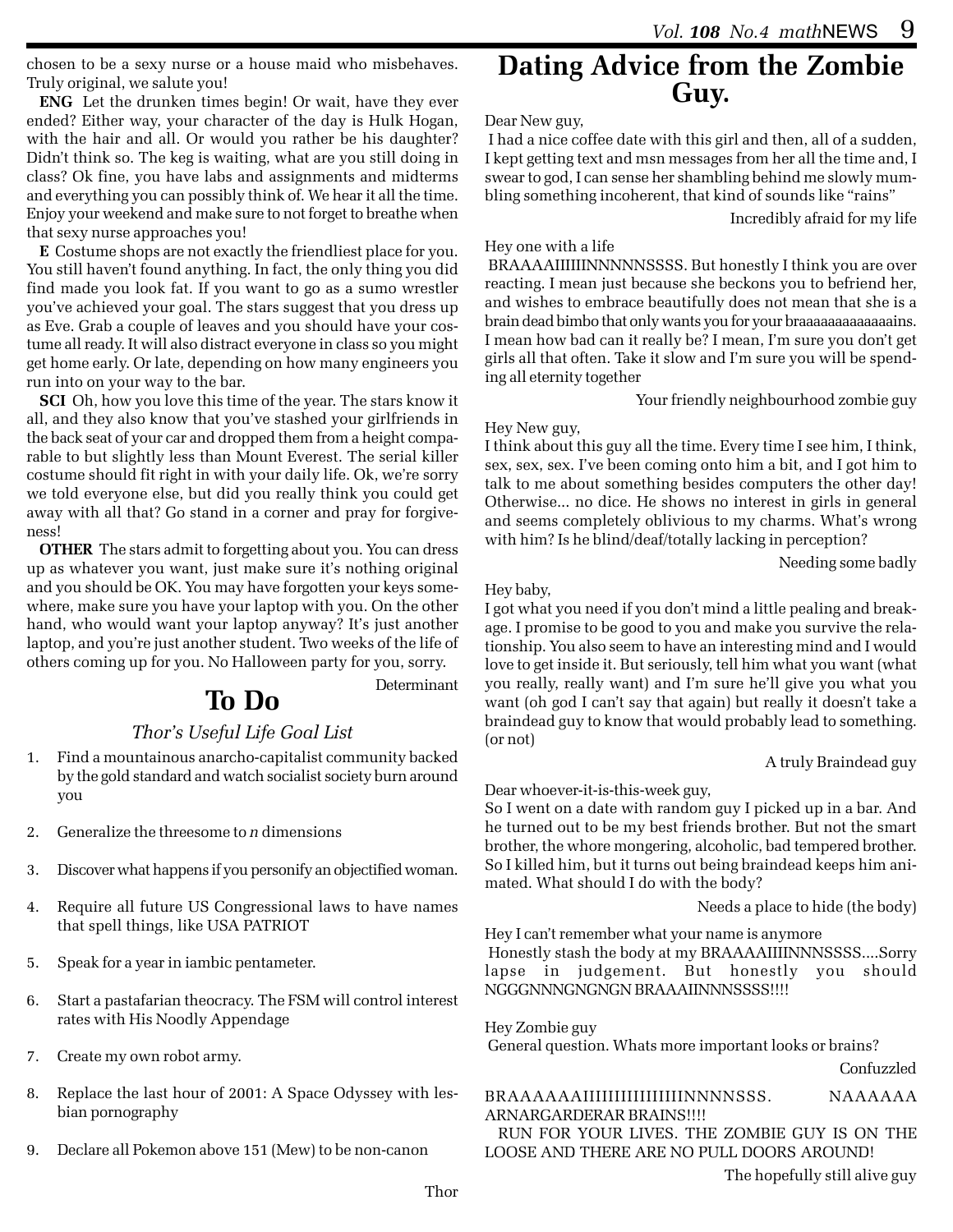chosen to be a sexy nurse or a house maid who misbehaves. Truly original, we salute you!

**ENG** Let the drunken times begin! Or wait, have they ever ended? Either way, your character of the day is Hulk Hogan, with the hair and all. Or would you rather be his daughter? Didn't think so. The keg is waiting, what are you still doing in class? Ok fine, you have labs and assignments and midterms and everything you can possibly think of. We hear it all the time. Enjoy your weekend and make sure to not forget to breathe when that sexy nurse approaches you!

**E** Costume shops are not exactly the friendliest place for you. You still haven't found anything. In fact, the only thing you did find made you look fat. If you want to go as a sumo wrestler you've achieved your goal. The stars suggest that you dress up as Eve. Grab a couple of leaves and you should have your costume all ready. It will also distract everyone in class so you might get home early. Or late, depending on how many engineers you run into on your way to the bar.

**SCI** Oh, how you love this time of the year. The stars know it all, and they also know that you've stashed your girlfriends in the back seat of your car and dropped them from a height comparable to but slightly less than Mount Everest. The serial killer costume should fit right in with your daily life. Ok, we're sorry we told everyone else, but did you really think you could get away with all that? Go stand in a corner and pray for forgiveness!

**OTHER** The stars admit to forgetting about you. You can dress up as whatever you want, just make sure it's nothing original and you should be OK. You may have forgotten your keys somewhere, make sure you have your laptop with you. On the other hand, who would want your laptop anyway? It's just another laptop, and you're just another student. Two weeks of the life of others coming up for you. No Halloween party for you, sorry.

Determinant

# To Do

*Thor's Useful Life Goal List*

1. Find a mountainous anarcho-capitalist community backed by the gold standard and watch socialist society burn around you
2. Generalize the threesome to *n* dimensions
3. Discover what happens if you personify an objectified woman.
4. Require all future US Congressional laws to have names that spell things, like USA PATRIOT
5. Speak for a year in iambic pentameter.
6. Start a pastafarian theocracy. The FSM will control interest rates with His Noodly Appendage
7. Create my own robot army.
8. Replace the last hour of 2001: A Space Odyssey with lesbian pornography
9. Declare all Pokemon above 151 (Mew) to be non-canon

Thor

# Dating Advice from the Zombie Guy.

Dear New guy,

I had a nice coffee date with this girl and then, all of a sudden, I kept getting text and msn messages from her all the time and, I swear to god, I can sense her shambling behind me slowly mumbling something incoherent, that kind of sounds like "rains"

Incredibly afraid for my life

Hey one with a life

BRAAAAIIIIIINNNNNSSSS. But honestly I think you are over reacting. I mean just because she beckons you to befriend her, and wishes to embrace beautifully does not mean that she is a brain dead bimbo that only wants you for your braaaaaaaaaaaaains. I mean how bad can it really be? I mean, I'm sure you don't get girls all that often. Take it slow and I'm sure you will be spending all eternity together

Your friendly neighbourhood zombie guy

Hey New guy,

I think about this guy all the time. Every time I see him, I think, sex, sex, sex. I've been coming onto him a bit, and I got him to talk to me about something besides computers the other day! Otherwise... no dice. He shows no interest in girls in general and seems completely oblivious to my charms. What's wrong with him? Is he blind/deaf/totally lacking in perception?

Needing some badly

Hey baby,

I got what you need if you don't mind a little pealing and breakage. I promise to be good to you and make you survive the relationship. You also seem to have an interesting mind and I would love to get inside it. But seriously, tell him what you want (what you really, really want) and I'm sure he'll give you what you want (oh god I can't say that again) but really it doesn't take a braindead guy to know that would probably lead to something. (or not)

A truly Braindead guy

Dear whoever-it-is-this-week guy,

So I went on a date with random guy I picked up in a bar. And he turned out to be my best friends brother. But not the smart brother, the whore mongering, alcoholic, bad tempered brother. So I killed him, but it turns out being braindead keeps him animated. What should I do with the body?

Needs a place to hide (the body)

Hey I can't remember what your name is anymore

Honestly stash the body at my BRAAAAIIIINNNSSSS....Sorry lapse in judgement. But honestly you should NGGGNNNGNGNGN BRAAAIINNNSSSS!!!!

Hey Zombie guy

General question. Whats more important looks or brains?

Confuzzled

BRAAAAAAAIIIIIIIIIIIIIIINNNNNSSS. NAAAAAA ARNARGARDERAR BRAINS!!!!

RUN FOR YOUR LIVES. THE ZOMBIE GUY IS ON THE LOOSE AND THERE ARE NO PULL DOORS AROUND!

The hopefully still alive guy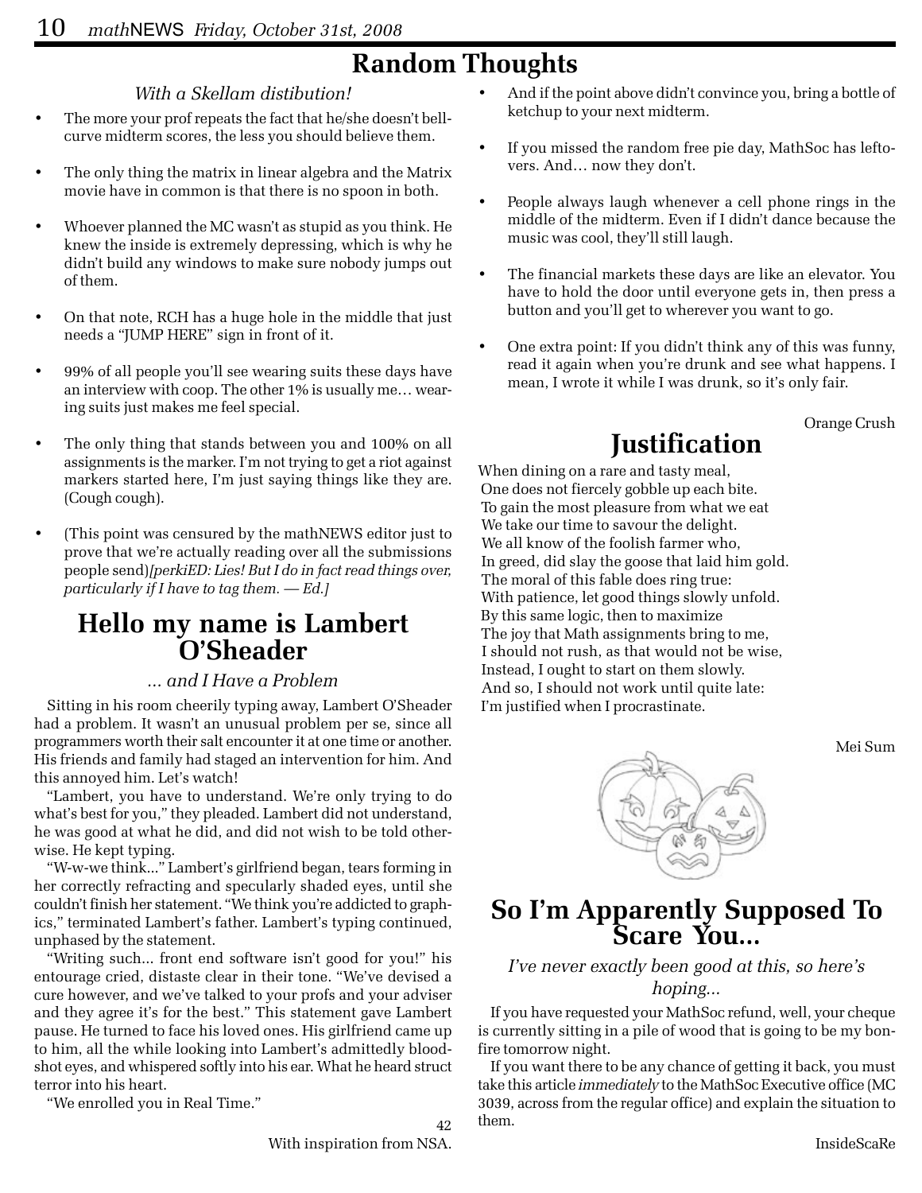# Random Thoughts

*With a Skellam distibution!*

- The more your prof repeats the fact that he/she doesn't bell-curve midterm scores, the less you should believe them.
- The only thing the matrix in linear algebra and the Matrix movie have in common is that there is no spoon in both.
- Whoever planned the MC wasn't as stupid as you think. He knew the inside is extremely depressing, which is why he didn't build any windows to make sure nobody jumps out of them.
- On that note, RCH has a huge hole in the middle that just needs a "JUMP HERE" sign in front of it.
- 99% of all people you'll see wearing suits these days have an interview with coop. The other 1% is usually me… wearing suits just makes me feel special.
- The only thing that stands between you and 100% on all assignments is the marker. I'm not trying to get a riot against markers started here, I'm just saying things like they are. (Cough cough).
- (This point was censured by the mathNEWS editor just to prove that we're actually reading over all the submissions people send)*[perkiED: Lies! But I do in fact read things over, particularly if I have to tag them. — Ed.]*
- And if the point above didn't convince you, bring a bottle of ketchup to your next midterm.
- If you missed the random free pie day, MathSoc has leftovers. And… now they don't.
- People always laugh whenever a cell phone rings in the middle of the midterm. Even if I didn't dance because the music was cool, they'll still laugh.
- The financial markets these days are like an elevator. You have to hold the door until everyone gets in, then press a button and you'll get to wherever you want to go.
- One extra point: If you didn't think any of this was funny, read it again when you're drunk and see what happens. I mean, I wrote it while I was drunk, so it's only fair.

Orange Crush

# Hello my name is Lambert O'Sheader

*... and I Have a Problem*

Sitting in his room cheerily typing away, Lambert O'Sheader had a problem. It wasn't an unusual problem per se, since all programmers worth their salt encounter it at one time or another. His friends and family had staged an intervention for him. And this annoyed him. Let's watch!

"Lambert, you have to understand. We're only trying to do what's best for you," they pleaded. Lambert did not understand, he was good at what he did, and did not wish to be told otherwise. He kept typing.

"W-w-we think..." Lambert's girlfriend began, tears forming in her correctly refracting and specularly shaded eyes, until she couldn't finish her statement. "We think you're addicted to graphics," terminated Lambert's father. Lambert's typing continued, unphased by the statement.

"Writing such... front end software isn't good for you!" his entourage cried, distaste clear in their tone. "We've devised a cure however, and we've talked to your profs and your adviser and they agree it's for the best." This statement gave Lambert pause. He turned to face his loved ones. His girlfriend came up to him, all the while looking into Lambert's admittedly bloodshot eyes, and whispered softly into his ear. What he heard struct terror into his heart.

"We enrolled you in Real Time."

42

With inspiration from NSA.

# Justification

When dining on a rare and tasty meal,
One does not fiercely gobble up each bite.
To gain the most pleasure from what we eat
We take our time to savour the delight.
We all know of the foolish farmer who,
In greed, did slay the goose that laid him gold.
The moral of this fable does ring true:
With patience, let good things slowly unfold.
By this same logic, then to maximize
The joy that Math assignments bring to me,
I should not rush, as that would not be wise,
Instead, I ought to start on them slowly.
And so, I should not work until quite late:
I'm justified when I procrastinate.

Mei Sum

# So I'm Apparently Supposed To Scare You...

*I've never exactly been good at this, so here's hoping...*

If you have requested your MathSoc refund, well, your cheque is currently sitting in a pile of wood that is going to be my bonfire tomorrow night.

If you want there to be any chance of getting it back, you must take this article *immediately* to the MathSoc Executive office (MC 3039, across from the regular office) and explain the situation to them.

InsideScaRe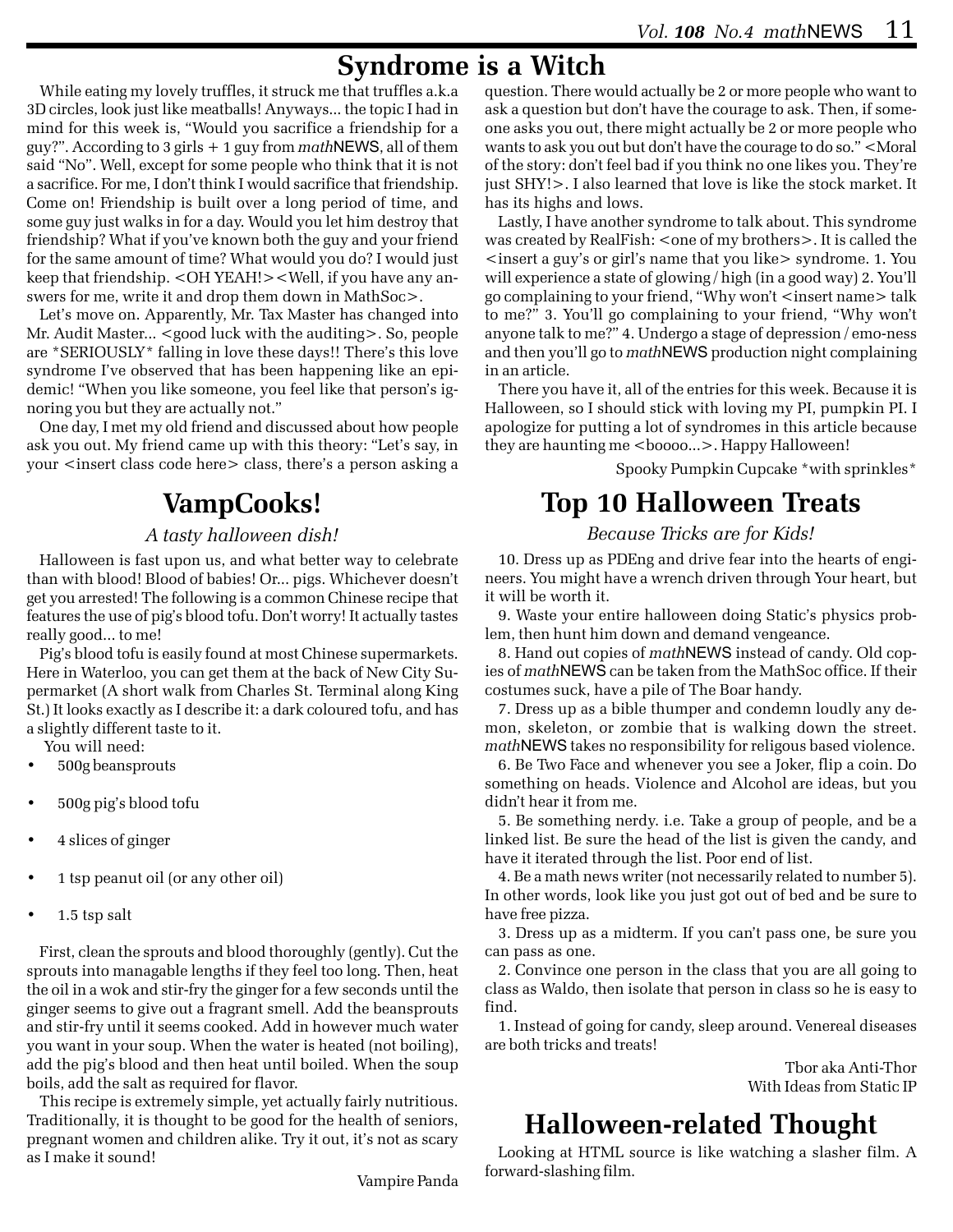# Syndrome is a Witch

While eating my lovely truffles, it struck me that truffles a.k.a 3D circles, look just like meatballs! Anyways... the topic I had in mind for this week is, "Would you sacrifice a friendship for a guy?". According to 3 girls + 1 guy from *math*NEWS, all of them said "No". Well, except for some people who think that it is not a sacrifice. For me, I don't think I would sacrifice that friendship. Come on! Friendship is built over a long period of time, and some guy just walks in for a day. Would you let him destroy that friendship? What if you've known both the guy and your friend for the same amount of time? What would you do? I would just keep that friendship. <OH YEAH!><Well, if you have any answers for me, write it and drop them down in MathSoc>.

Let's move on. Apparently, Mr. Tax Master has changed into Mr. Audit Master... <good luck with the auditing>. So, people are *SERIOUSLY* falling in love these days!! There's this love syndrome I've observed that has been happening like an epidemic! "When you like someone, you feel like that person's ignoring you but they are actually not."

One day, I met my old friend and discussed about how people ask you out. My friend came up with this theory: "Let's say, in your <insert class code here> class, there's a person asking a question. There would actually be 2 or more people who want to ask a question but don't have the courage to ask. Then, if someone asks you out, there might actually be 2 or more people who wants to ask you out but don't have the courage to do so." <Moral of the story: don't feel bad if you think no one likes you. They're just SHY!>. I also learned that love is like the stock market. It has its highs and lows.

Lastly, I have another syndrome to talk about. This syndrome was created by RealFish: <one of my brothers>. It is called the <insert a guy's or girl's name that you like> syndrome. 1. You will experience a state of glowing / high (in a good way) 2. You'll go complaining to your friend, "Why won't <insert name> talk to me?" 3. You'll go complaining to your friend, "Why won't anyone talk to me?" 4. Undergo a stage of depression / emo-ness and then you'll go to *math*NEWS production night complaining in an article.

There you have it, all of the entries for this week. Because it is Halloween, so I should stick with loving my PI, pumpkin PI. I apologize for putting a lot of syndromes in this article because they are haunting me <boooo...>. Happy Halloween!

Spooky Pumpkin Cupcake *with sprinkles*

# VampCooks!

*A tasty halloween dish!*

Halloween is fast upon us, and what better way to celebrate than with blood! Blood of babies! Or... pigs. Whichever doesn't get you arrested! The following is a common Chinese recipe that features the use of pig's blood tofu. Don't worry! It actually tastes really good... to me!

Pig's blood tofu is easily found at most Chinese supermarkets. Here in Waterloo, you can get them at the back of New City Supermarket (A short walk from Charles St. Terminal along King St.) It looks exactly as I describe it: a dark coloured tofu, and has a slightly different taste to it.

You will need:

- 500g beansprouts
- 500g pig's blood tofu
- 4 slices of ginger
- 1 tsp peanut oil (or any other oil)
- 1.5 tsp salt

First, clean the sprouts and blood thoroughly (gently). Cut the sprouts into managable lengths if they feel too long. Then, heat the oil in a wok and stir-fry the ginger for a few seconds until the ginger seems to give out a fragrant smell. Add the beansprouts and stir-fry until it seems cooked. Add in however much water you want in your soup. When the water is heated (not boiling), add the pig's blood and then heat until boiled. When the soup boils, add the salt as required for flavor.

This recipe is extremely simple, yet actually fairly nutritious. Traditionally, it is thought to be good for the health of seniors, pregnant women and children alike. Try it out, it's not as scary as I make it sound!

Vampire Panda

# Top 10 Halloween Treats

*Because Tricks are for Kids!*

10. Dress up as PDEng and drive fear into the hearts of engineers. You might have a wrench driven through Your heart, but it will be worth it.

9. Waste your entire halloween doing Static's physics problem, then hunt him down and demand vengeance.

8. Hand out copies of *math*NEWS instead of candy. Old copies of *math*NEWS can be taken from the MathSoc office. If their costumes suck, have a pile of The Boar handy.

7. Dress up as a bible thumper and condemn loudly any demon, skeleton, or zombie that is walking down the street. *math*NEWS takes no responsibility for religous based violence.

6. Be Two Face and whenever you see a Joker, flip a coin. Do something on heads. Violence and Alcohol are ideas, but you didn't hear it from me.

5. Be something nerdy. i.e. Take a group of people, and be a linked list. Be sure the head of the list is given the candy, and have it iterated through the list. Poor end of list.

4. Be a math news writer (not necessarily related to number 5). In other words, look like you just got out of bed and be sure to have free pizza.

3. Dress up as a midterm. If you can't pass one, be sure you can pass as one.

2. Convince one person in the class that you are all going to class as Waldo, then isolate that person in class so he is easy to find.

1. Instead of going for candy, sleep around. Venereal diseases are both tricks and treats!

Tbor aka Anti-Thor
With Ideas from Static IP

# Halloween-related Thought

Looking at HTML source is like watching a slasher film. A forward-slashing film.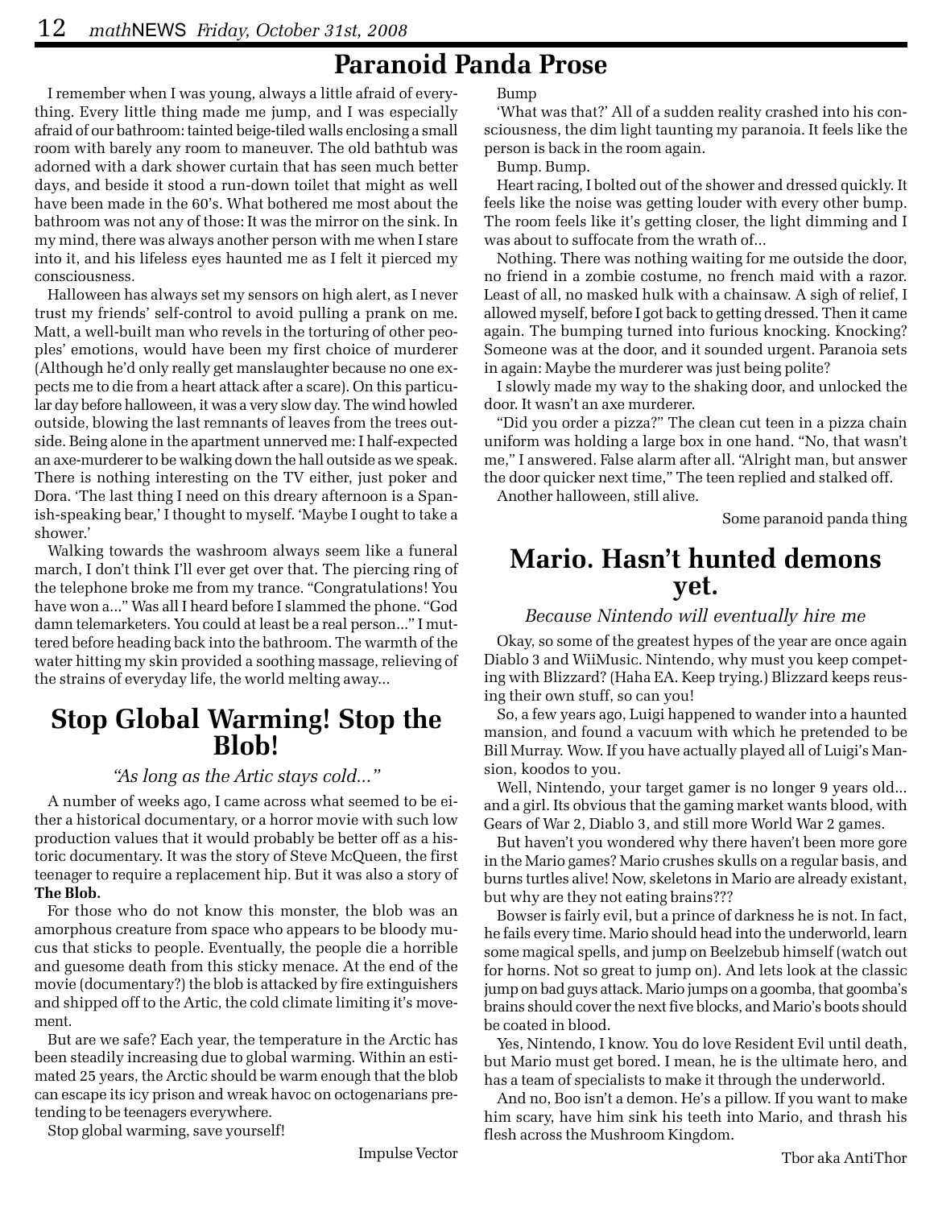## Paranoid Panda Prose

I remember when I was young, always a little afraid of everything. Every little thing made me jump, and I was especially afraid of our bathroom: tainted beige-tiled walls enclosing a small room with barely any room to maneuver. The old bathtub was adorned with a dark shower curtain that has seen much better days, and beside it stood a run-down toilet that might as well have been made in the 60's. What bothered me most about the bathroom was not any of those: It was the mirror on the sink. In my mind, there was always another person with me when I stare into it, and his lifeless eyes haunted me as I felt it pierced my consciousness.

Halloween has always set my sensors on high alert, as I never trust my friends' self-control to avoid pulling a prank on me. Matt, a well-built man who revels in the torturing of other peoples' emotions, would have been my first choice of murderer (Although he'd only really get manslaughter because no one expects me to die from a heart attack after a scare). On this particular day before halloween, it was a very slow day. The wind howled outside, blowing the last remnants of leaves from the trees outside. Being alone in the apartment unnerved me: I half-expected an axe-murderer to be walking down the hall outside as we speak. There is nothing interesting on the TV either, just poker and Dora. 'The last thing I need on this dreary afternoon is a Spanish-speaking bear,' I thought to myself. 'Maybe I ought to take a shower.'

Walking towards the washroom always seem like a funeral march, I don't think I'll ever get over that. The piercing ring of the telephone broke me from my trance. "Congratulations! You have won a..." Was all I heard before I slammed the phone. "God damn telemarketers. You could at least be a real person..." I muttered before heading back into the bathroom. The warmth of the water hitting my skin provided a soothing massage, relieving of the strains of everyday life, the world melting away...

Bump

'What was that?' All of a sudden reality crashed into his consciousness, the dim light taunting my paranoia. It feels like the person is back in the room again.

Bump. Bump.

Heart racing, I bolted out of the shower and dressed quickly. It feels like the noise was getting louder with every other bump. The room feels like it's getting closer, the light dimming and I was about to suffocate from the wrath of...

Nothing. There was nothing waiting for me outside the door, no friend in a zombie costume, no french maid with a razor. Least of all, no masked hulk with a chainsaw. A sigh of relief, I allowed myself, before I got back to getting dressed. Then it came again. The bumping turned into furious knocking. Knocking? Someone was at the door, and it sounded urgent. Paranoia sets in again: Maybe the murderer was just being polite?

I slowly made my way to the shaking door, and unlocked the door. It wasn't an axe murderer.

"Did you order a pizza?" The clean cut teen in a pizza chain uniform was holding a large box in one hand. "No, that wasn't me," I answered. False alarm after all. "Alright man, but answer the door quicker next time," The teen replied and stalked off.

Another halloween, still alive.

Some paranoid panda thing

## Stop Global Warming! Stop the Blob!

*"As long as the Artic stays cold..."*

A number of weeks ago, I came across what seemed to be either a historical documentary, or a horror movie with such low production values that it would probably be better off as a historic documentary. It was the story of Steve McQueen, the first teenager to require a replacement hip. But it was also a story of **The Blob.**

For those who do not know this monster, the blob was an amorphous creature from space who appears to be bloody mucus that sticks to people. Eventually, the people die a horrible and guesome death from this sticky menace. At the end of the movie (documentary?) the blob is attacked by fire extinguishers and shipped off to the Artic, the cold climate limiting it's movement.

But are we safe? Each year, the temperature in the Arctic has been steadily increasing due to global warming. Within an estimated 25 years, the Arctic should be warm enough that the blob can escape its icy prison and wreak havoc on octogenarians pretending to be teenagers everywhere.

Stop global warming, save yourself!

Impulse Vector

## Mario. Hasn't hunted demons yet.

*Because Nintendo will eventually hire me*

Okay, so some of the greatest hypes of the year are once again Diablo 3 and WiiMusic. Nintendo, why must you keep competing with Blizzard? (Haha EA. Keep trying.) Blizzard keeps reusing their own stuff, so can you!

So, a few years ago, Luigi happened to wander into a haunted mansion, and found a vacuum with which he pretended to be Bill Murray. Wow. If you have actually played all of Luigi's Mansion, koodos to you.

Well, Nintendo, your target gamer is no longer 9 years old... and a girl. Its obvious that the gaming market wants blood, with Gears of War 2, Diablo 3, and still more World War 2 games.

But haven't you wondered why there haven't been more gore in the Mario games? Mario crushes skulls on a regular basis, and burns turtles alive! Now, skeletons in Mario are already existant, but why are they not eating brains???

Bowser is fairly evil, but a prince of darkness he is not. In fact, he fails every time. Mario should head into the underworld, learn some magical spells, and jump on Beelzebub himself (watch out for horns. Not so great to jump on). And lets look at the classic jump on bad guys attack. Mario jumps on a goomba, that goomba's brains should cover the next five blocks, and Mario's boots should be coated in blood.

Yes, Nintendo, I know. You do love Resident Evil until death, but Mario must get bored. I mean, he is the ultimate hero, and has a team of specialists to make it through the underworld.

And no, Boo isn't a demon. He's a pillow. If you want to make him scary, have him sink his teeth into Mario, and thrash his flesh across the Mushroom Kingdom.

Tbor aka AntiThor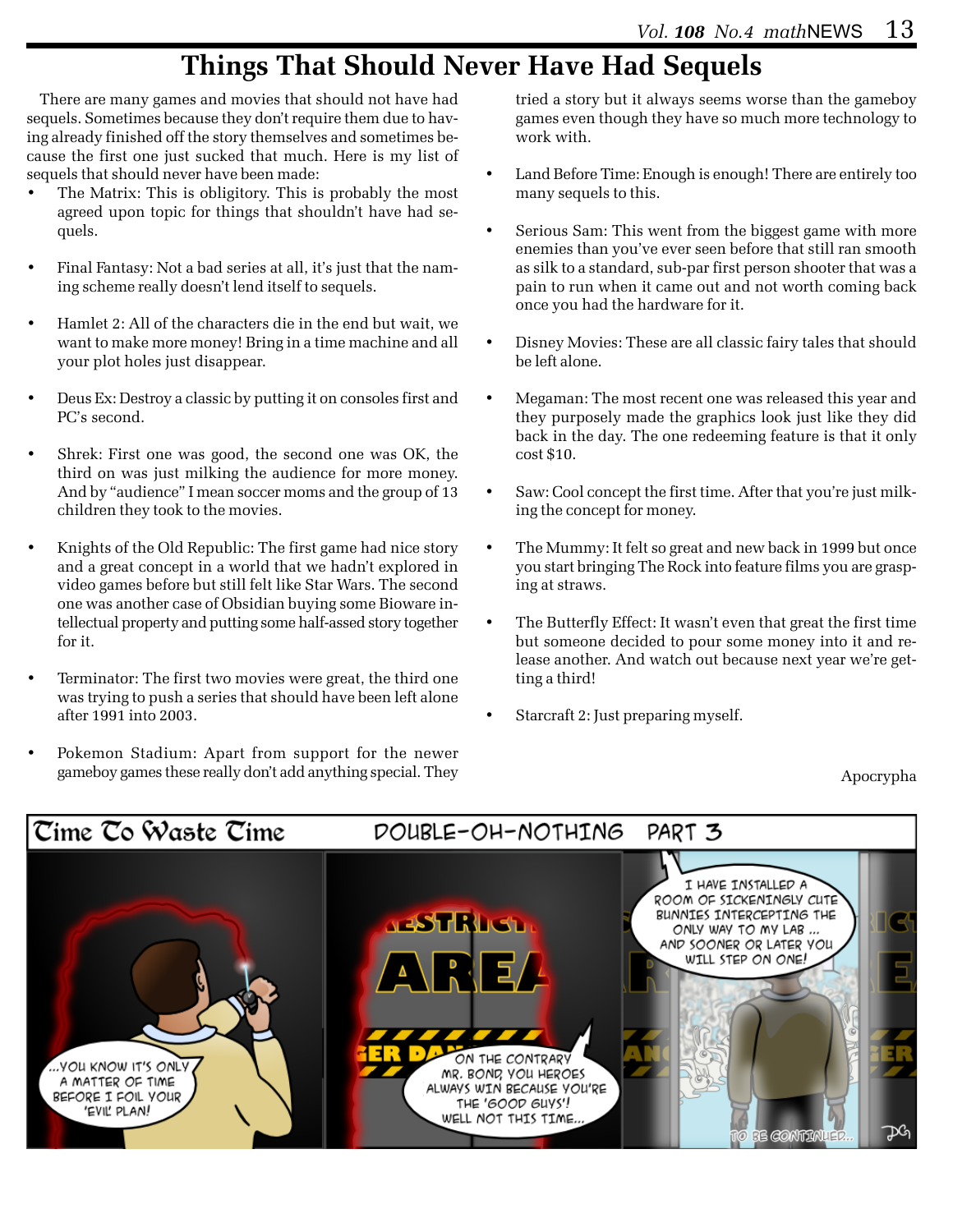# Things That Should Never Have Had Sequels

There are many games and movies that should not have had sequels. Sometimes because they don't require them due to having already finished off the story themselves and sometimes because the first one just sucked that much. Here is my list of sequels that should never have been made:

- The Matrix: This is obligitory. This is probably the most agreed upon topic for things that shouldn't have had sequels.
- Final Fantasy: Not a bad series at all, it's just that the naming scheme really doesn't lend itself to sequels.
- Hamlet 2: All of the characters die in the end but wait, we want to make more money! Bring in a time machine and all your plot holes just disappear.
- Deus Ex: Destroy a classic by putting it on consoles first and PC's second.
- Shrek: First one was good, the second one was OK, the third on was just milking the audience for more money. And by "audience" I mean soccer moms and the group of 13 children they took to the movies.
- Knights of the Old Republic: The first game had nice story and a great concept in a world that we hadn't explored in video games before but still felt like Star Wars. The second one was another case of Obsidian buying some Bioware intellectual property and putting some half-assed story together for it.
- Terminator: The first two movies were great, the third one was trying to push a series that should have been left alone after 1991 into 2003.
- Pokemon Stadium: Apart from support for the newer gameboy games these really don't add anything special. They tried a story but it always seems worse than the gameboy games even though they have so much more technology to work with.
- Land Before Time: Enough is enough! There are entirely too many sequels to this.
- Serious Sam: This went from the biggest game with more enemies than you've ever seen before that still ran smooth as silk to a standard, sub-par first person shooter that was a pain to run when it came out and not worth coming back once you had the hardware for it.
- Disney Movies: These are all classic fairy tales that should be left alone.
- Megaman: The most recent one was released this year and they purposely made the graphics look just like they did back in the day. The one redeeming feature is that it only cost $10.
- Saw: Cool concept the first time. After that you're just milking the concept for money.
- The Mummy: It felt so great and new back in 1999 but once you start bringing The Rock into feature films you are grasping at straws.
- The Butterfly Effect: It wasn't even that great the first time but someone decided to pour some money into it and release another. And watch out because next year we're getting a third!
- Starcraft 2: Just preparing myself.

Apocrypha

## Time To Waste Time — DOUBLE-OH-NOTHING PART 3

...YOU KNOW IT'S ONLY A MATTER OF TIME BEFORE I FOIL YOUR 'EVIL' PLAN!

ON THE CONTRARY MR. BOND, YOU HEROES ALWAYS WIN BECAUSE YOU'RE THE 'GOOD GUYS'! WELL NOT THIS TIME...

I HAVE INSTALLED A ROOM OF SICKENINGLY CUTE BUNNIES INTERCEPTING THE ONLY WAY TO MY LAB ... AND SOONER OR LATER YOU WILL STEP ON ONE!

TO BE CONTINUED...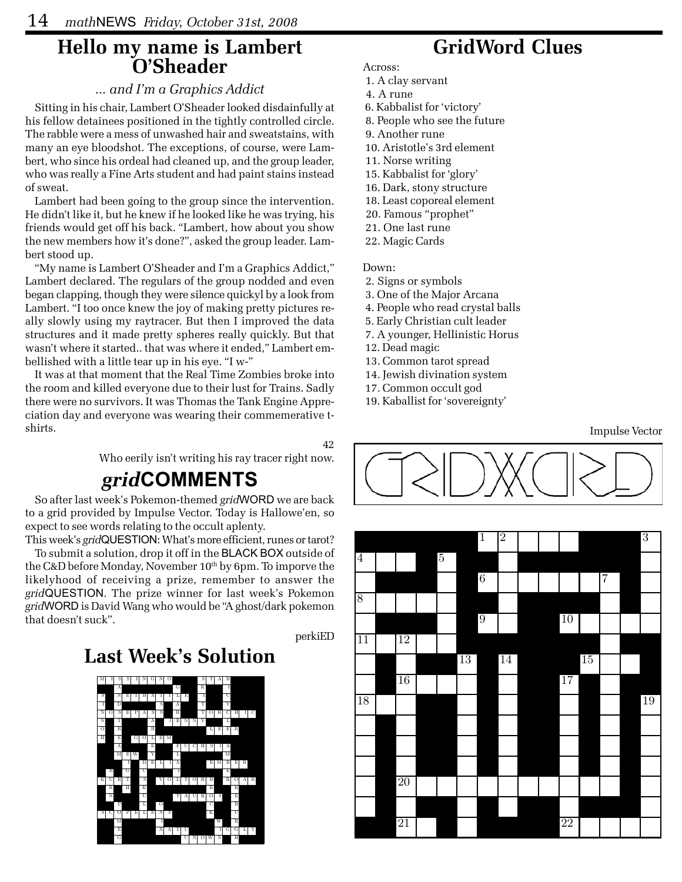# Hello my name is Lambert O'Sheader

*... and I'm a Graphics Addict*

Sitting in his chair, Lambert O'Sheader looked disdainfully at his fellow detainees positioned in the tightly controlled circle. The rabble were a mess of unwashed hair and sweatstains, with many an eye bloodshot. The exceptions, of course, were Lambert, who since his ordeal had cleaned up, and the group leader, who was really a Fine Arts student and had paint stains instead of sweat.

Lambert had been going to the group since the intervention. He didn't like it, but he knew if he looked like he was trying, his friends would get off his back. "Lambert, how about you show the new members how it's done?", asked the group leader. Lambert stood up.

"My name is Lambert O'Sheader and I'm a Graphics Addict," Lambert declared. The regulars of the group nodded and even began clapping, though they were silence quickyl by a look from Lambert. "I too once knew the joy of making pretty pictures really slowly using my raytracer. But then I improved the data structures and it made pretty spheres really quickly. But that wasn't where it started.. that was where it ended," Lambert embellished with a little tear up in his eye. "I w-"

It was at that moment that the Real Time Zombies broke into the room and killed everyone due to their lust for Trains. Sadly there were no survivors. It was Thomas the Tank Engine Appreciation day and everyone was wearing their commemerative t-shirts.

42

Who eerily isn't writing his ray tracer right now.

# *grid*COMMENTS

So after last week's Pokemon-themed *grid*WORD we are back to a grid provided by Impulse Vector. Today is Hallowe'en, so expect to see words relating to the occult aplenty.

This week's *grid*QUESTION: What's more efficient, runes or tarot?

To submit a solution, drop it off in the BLACK BOX outside of the C&D before Monday, November 10th by 6pm. To imporve the likelyhood of receiving a prize, remember to answer the *grid*QUESTION. The prize winner for last week's Pokemon *grid*WORD is David Wang who would be "A ghost/dark pokemon that doesn't suck".

perkiED

# Last Week's Solution

# GridWord Clues

Across:
1. A clay servant
4. A rune
6. Kabbalist for 'victory'
8. People who see the future
9. Another rune
10. Aristotle's 3rd element
11. Norse writing
15. Kabbalist for 'glory'
16. Dark, stony structure
18. Least coporeal element
20. Famous "prophet"
21. One last rune
22. Magic Cards

Down:
2. Signs or symbols
3. One of the Major Arcana
4. People who read crystal balls
5. Early Christian cult leader
7. A younger, Hellinistic Horus
12. Dead magic
13. Common tarot spread
14. Jewish divination system
17. Common occult god
19. Kaballist for 'sovereignty'

Impulse Vector

GRIDWORD